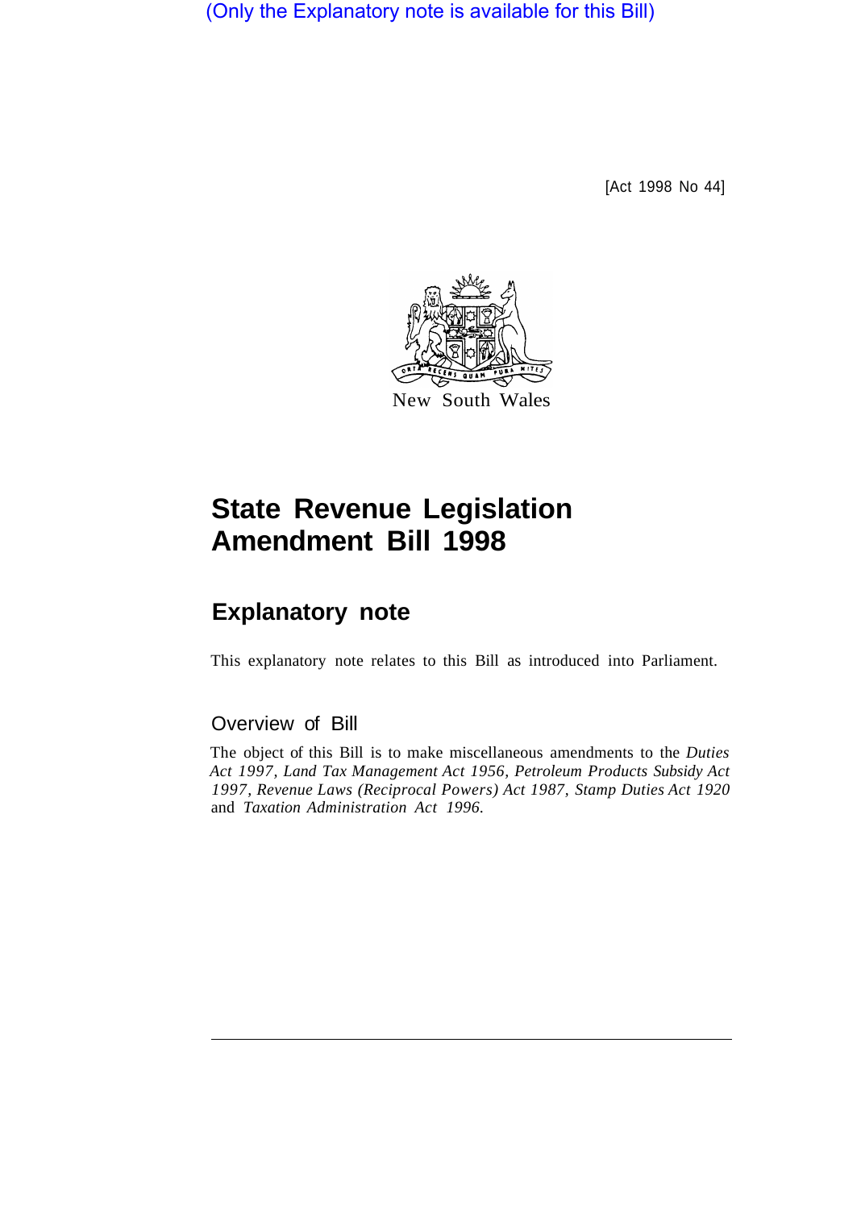(Only the Explanatory note is available for this Bill)

[Act 1998 No 44]

New South Wales

# State Revenue Legislation Amendment Bill 1998

## Explanatory note

This explanatory note relates to this Bill as introduced into Parliament.

### Overview of Bill

The object of this Bill is to make miscellaneous amendments to the *Duties Act 1997*, *Land Tax Management Act 1956*, *Petroleum Products Subsidy Act 1997*, *Revenue Laws (Reciprocal Powers) Act 1987*, *Stamp Duties Act 1920* and *Taxation Administration Act 1996*.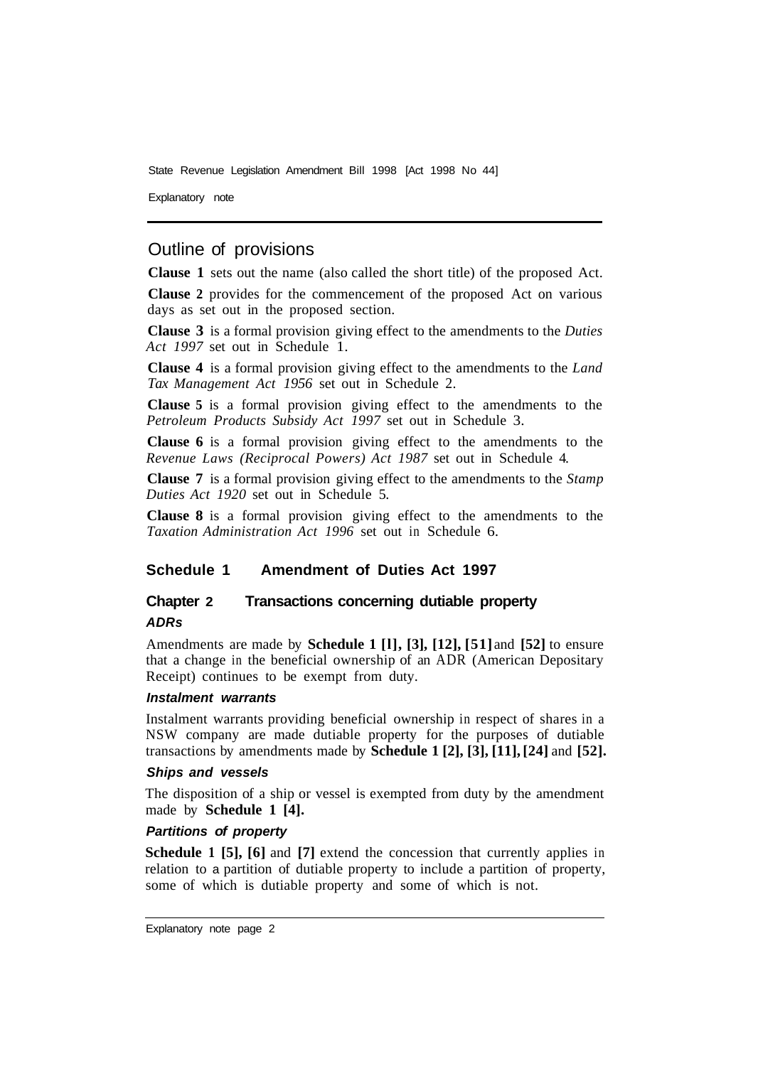## Outline of provisions

**Clause 1** sets out the name (also called the short title) of the proposed Act.

**Clause 2** provides for the commencement of the proposed Act on various days as set out in the proposed section.

**Clause 3** is a formal provision giving effect to the amendments to the *Duties Act 1997* set out in Schedule 1.

**Clause 4** is a formal provision giving effect to the amendments to the *Land Tax Management Act 1956* set out in Schedule 2.

**Clause 5** is a formal provision giving effect to the amendments to the *Petroleum Products Subsidy Act 1997* set out in Schedule 3.

**Clause 6** is a formal provision giving effect to the amendments to the *Revenue Laws (Reciprocal Powers) Act 1987* set out in Schedule 4.

**Clause 7** is a formal provision giving effect to the amendments to the *Stamp Duties Act 1920* set out in Schedule 5.

**Clause 8** is a formal provision giving effect to the amendments to the *Taxation Administration Act 1996* set out in Schedule 6.

### Schedule 1 Amendment of Duties Act 1997

### Chapter 2 Transactions concerning dutiable property

#### *ADRs*

Amendments are made by **Schedule 1 [1], [3], [12], [51]** and **[52]** to ensure that a change in the beneficial ownership of an ADR (American Depositary Receipt) continues to be exempt from duty.

#### *Instalment warrants*

Instalment warrants providing beneficial ownership in respect of shares in a NSW company are made dutiable property for the purposes of dutiable transactions by amendments made by **Schedule 1 [2], [3], [11], [24]** and **[52].**

#### *Ships and vessels*

The disposition of a ship or vessel is exempted from duty by the amendment made by **Schedule 1 [4].**

#### *Partitions of property*

**Schedule 1 [5], [6]** and **[7]** extend the concession that currently applies in relation to a partition of dutiable property to include a partition of property, some of which is dutiable property and some of which is not.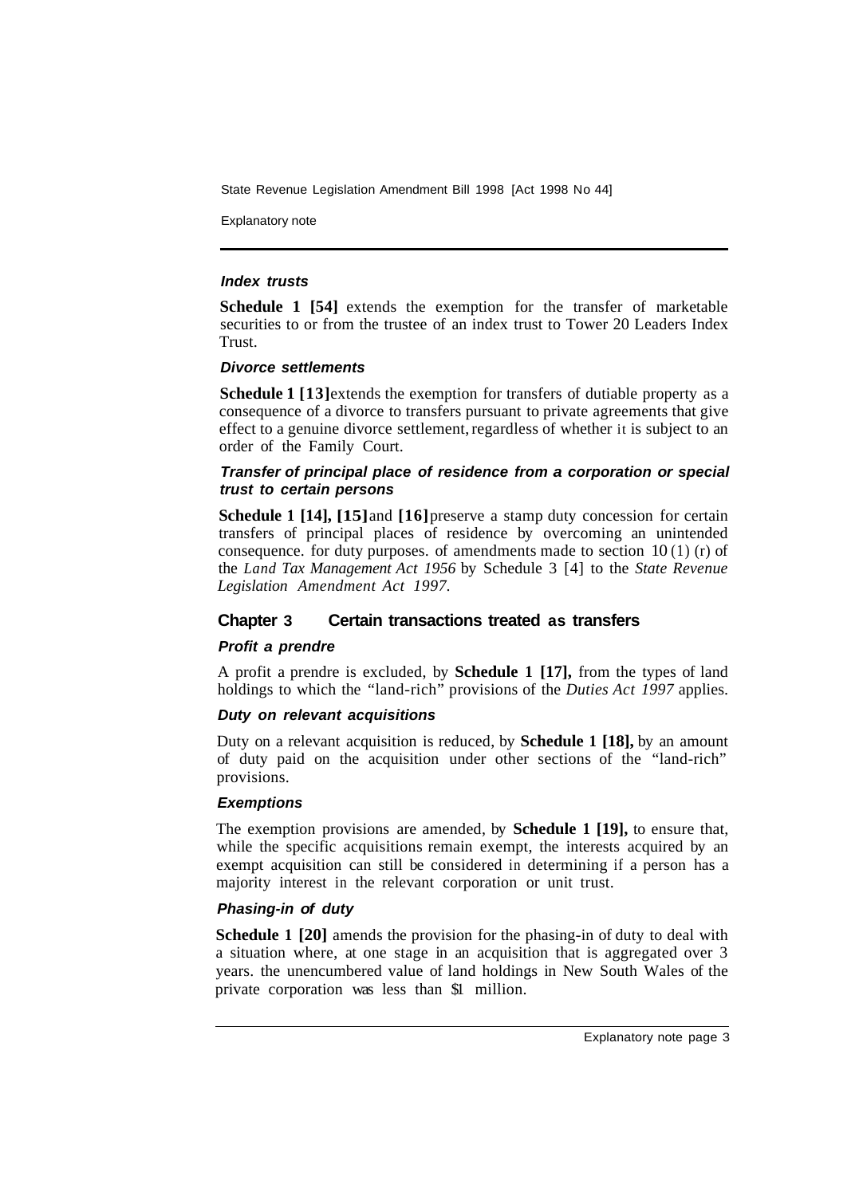#### *Index trusts*

**Schedule 1 [54]** extends the exemption for the transfer of marketable securities to or from the trustee of an index trust to Tower 20 Leaders Index Trust.

#### *Divorce settlements*

**Schedule 1 [13]** extends the exemption for transfers of dutiable property as a consequence of a divorce to transfers pursuant to private agreements that give effect to a genuine divorce settlement, regardless of whether it is subject to an order of the Family Court.

#### *Transfer of principal place of residence from a corporation or special trust to certain persons*

**Schedule 1 [14], [15]** and **[16]** preserve a stamp duty concession for certain transfers of principal places of residence by overcoming an unintended consequence. for duty purposes. of amendments made to section 10 (1) (r) of the *Land Tax Management Act 1956* by Schedule 3 [4] to the *State Revenue Legislation Amendment Act 1997.*

### Chapter 3 Certain transactions treated as transfers

#### *Profit a prendre*

A profit a prendre is excluded, by **Schedule 1 [17],** from the types of land holdings to which the "land-rich" provisions of the *Duties Act 1997* applies.

#### *Duty on relevant acquisitions*

Duty on a relevant acquisition is reduced, by **Schedule 1 [18],** by an amount of duty paid on the acquisition under other sections of the "land-rich" provisions.

#### *Exemptions*

The exemption provisions are amended, by **Schedule 1 [19],** to ensure that, while the specific acquisitions remain exempt, the interests acquired by an exempt acquisition can still be considered in determining if a person has a majority interest in the relevant corporation or unit trust.

#### *Phasing-in of duty*

**Schedule 1 [20]** amends the provision for the phasing-in of duty to deal with a situation where, at one stage in an acquisition that is aggregated over 3 years. the unencumbered value of land holdings in New South Wales of the private corporation was less than $1 million.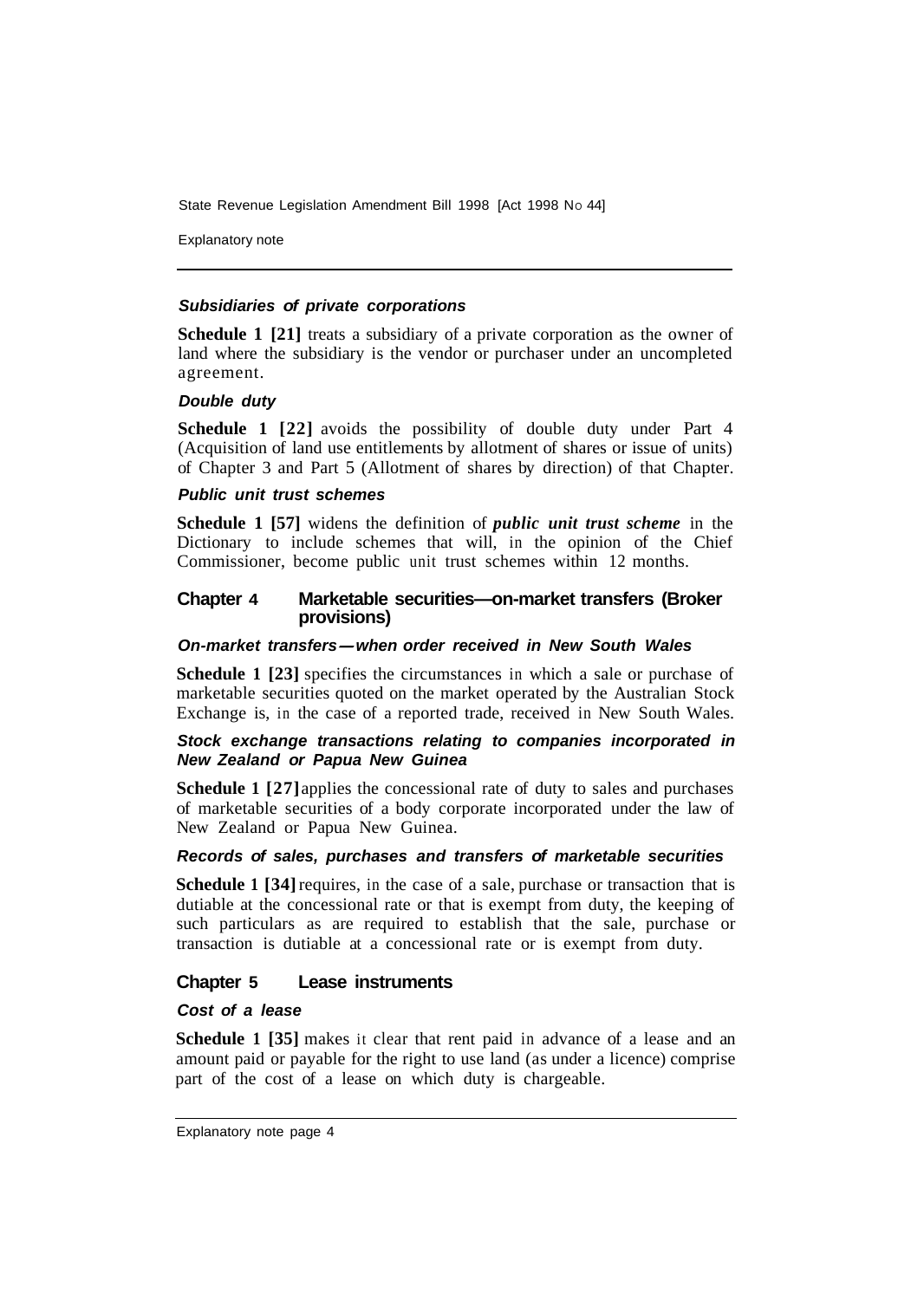#### *Subsidiaries of private corporations*

**Schedule 1 [21]** treats a subsidiary of a private corporation as the owner of land where the subsidiary is the vendor or purchaser under an uncompleted agreement.

#### *Double duty*

**Schedule 1 [22]** avoids the possibility of double duty under Part 4 (Acquisition of land use entitlements by allotment of shares or issue of units) of Chapter 3 and Part 5 (Allotment of shares by direction) of that Chapter.

#### *Public unit trust schemes*

**Schedule 1 [57]** widens the definition of ***public unit trust scheme*** in the Dictionary to include schemes that will, in the opinion of the Chief Commissioner, become public unit trust schemes within 12 months.

### Chapter 4 Marketable securities—on-market transfers (Broker provisions)

#### *On-market transfers—when order received in New South Wales*

**Schedule 1 [23]** specifies the circumstances in which a sale or purchase of marketable securities quoted on the market operated by the Australian Stock Exchange is, in the case of a reported trade, received in New South Wales.

#### *Stock exchange transactions relating to companies incorporated in New Zealand or Papua New Guinea*

**Schedule 1 [27]** applies the concessional rate of duty to sales and purchases of marketable securities of a body corporate incorporated under the law of New Zealand or Papua New Guinea.

#### *Records of sales, purchases and transfers of marketable securities*

**Schedule 1 [34]** requires, in the case of a sale, purchase or transaction that is dutiable at the concessional rate or that is exempt from duty, the keeping of such particulars as are required to establish that the sale, purchase or transaction is dutiable at a concessional rate or is exempt from duty.

### Chapter 5 Lease instruments

#### *Cost of a lease*

**Schedule 1 [35]** makes it clear that rent paid in advance of a lease and an amount paid or payable for the right to use land (as under a licence) comprise part of the cost of a lease on which duty is chargeable.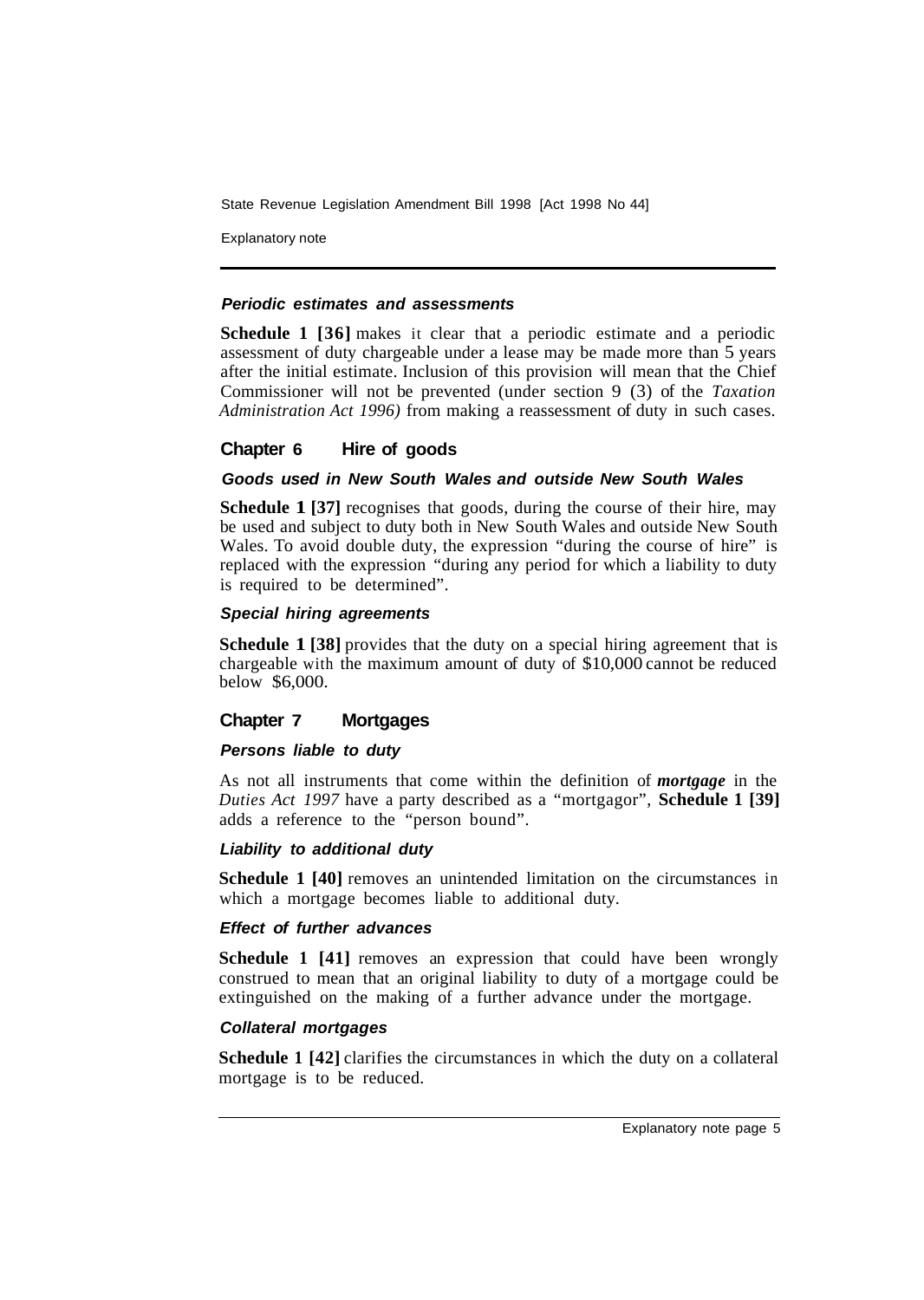#### *Periodic estimates and assessments*

**Schedule 1 [36]** makes it clear that a periodic estimate and a periodic assessment of duty chargeable under a lease may be made more than 5 years after the initial estimate. Inclusion of this provision will mean that the Chief Commissioner will not be prevented (under section 9 (3) of the *Taxation Administration Act 1996)* from making a reassessment of duty in such cases.

## Chapter 6 Hire of goods

#### *Goods used in New South Wales and outside New South Wales*

**Schedule 1 [37]** recognises that goods, during the course of their hire, may be used and subject to duty both in New South Wales and outside New South Wales. To avoid double duty, the expression "during the course of hire" is replaced with the expression "during any period for which a liability to duty is required to be determined".

#### *Special hiring agreements*

**Schedule 1 [38]** provides that the duty on a special hiring agreement that is chargeable with the maximum amount of duty of $10,000 cannot be reduced below $6,000.

## Chapter 7 Mortgages

#### *Persons liable to duty*

As not all instruments that come within the definition of ***mortgage*** in the *Duties Act 1997* have a party described as a "mortgagor", **Schedule 1 [39]** adds a reference to the "person bound".

#### *Liability to additional duty*

**Schedule 1 [40]** removes an unintended limitation on the circumstances in which a mortgage becomes liable to additional duty.

#### *Effect of further advances*

**Schedule 1 [41]** removes an expression that could have been wrongly construed to mean that an original liability to duty of a mortgage could be extinguished on the making of a further advance under the mortgage.

#### *Collateral mortgages*

**Schedule 1 [42]** clarifies the circumstances in which the duty on a collateral mortgage is to be reduced.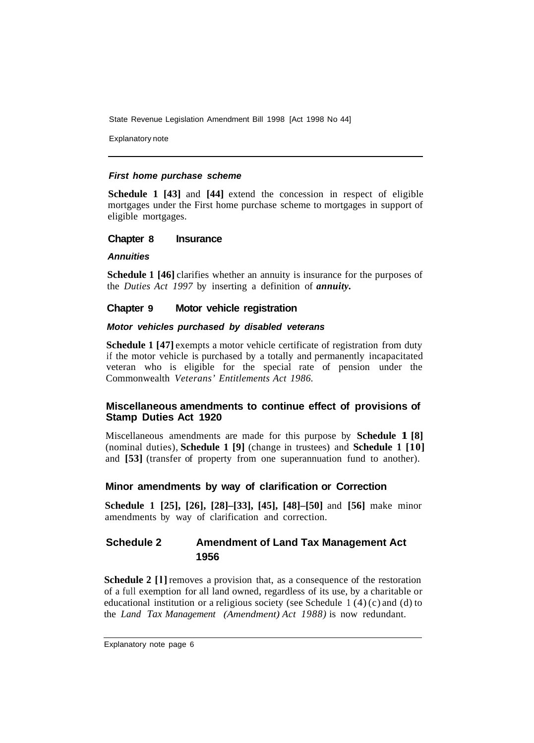#### *First home purchase scheme*

**Schedule 1 [43]** and **[44]** extend the concession in respect of eligible mortgages under the First home purchase scheme to mortgages in support of eligible mortgages.

### Chapter 8 Insurance

#### *Annuities*

**Schedule 1 [46]** clarifies whether an annuity is insurance for the purposes of the *Duties Act 1997* by inserting a definition of ***annuity.***

### Chapter 9 Motor vehicle registration

#### *Motor vehicles purchased by disabled veterans*

**Schedule 1 [47]** exempts a motor vehicle certificate of registration from duty if the motor vehicle is purchased by a totally and permanently incapacitated veteran who is eligible for the special rate of pension under the Commonwealth *Veterans' Entitlements Act 1986.*

### Miscellaneous amendments to continue effect of provisions of Stamp Duties Act 1920

Miscellaneous amendments are made for this purpose by **Schedule 1 [8]** (nominal duties), **Schedule 1 [9]** (change in trustees) and **Schedule 1 [10]** and **[53]** (transfer of property from one superannuation fund to another).

### Minor amendments by way of clarification or Correction

**Schedule 1 [25], [26], [28]–[33], [45], [48]–[50]** and **[56]** make minor amendments by way of clarification and correction.

## Schedule 2 Amendment of Land Tax Management Act 1956

**Schedule 2 [1]** removes a provision that, as a consequence of the restoration of a full exemption for all land owned, regardless of its use, by a charitable or educational institution or a religious society (see Schedule 1 (4) (c) and (d) to the *Land Tax Management (Amendment) Act 1988)* is now redundant.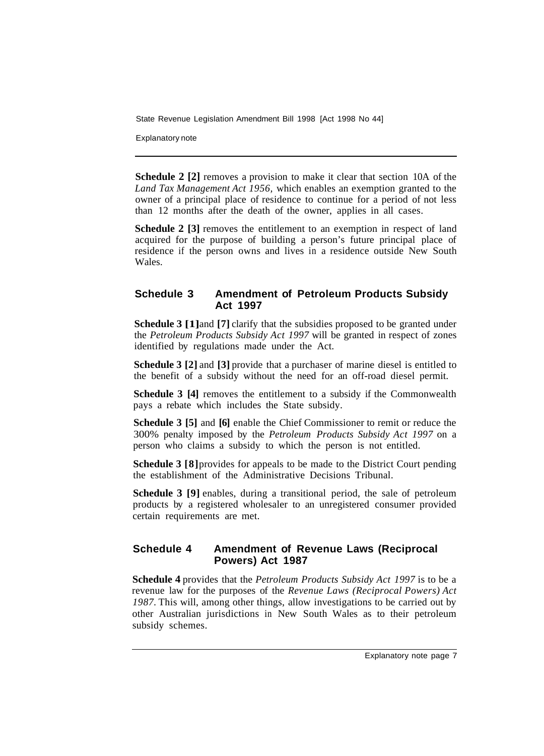**Schedule 2 [2]** removes a provision to make it clear that section 10A of the *Land Tax Management Act 1956,* which enables an exemption granted to the owner of a principal place of residence to continue for a period of not less than 12 months after the death of the owner, applies in all cases.

**Schedule 2 [3]** removes the entitlement to an exemption in respect of land acquired for the purpose of building a person's future principal place of residence if the person owns and lives in a residence outside New South Wales.

## Schedule 3 Amendment of Petroleum Products Subsidy Act 1997

**Schedule 3 [1]** and **[7]** clarify that the subsidies proposed to be granted under the *Petroleum Products Subsidy Act 1997* will be granted in respect of zones identified by regulations made under the Act.

**Schedule 3 [2]** and **[3]** provide that a purchaser of marine diesel is entitled to the benefit of a subsidy without the need for an off-road diesel permit.

**Schedule 3 [4]** removes the entitlement to a subsidy if the Commonwealth pays a rebate which includes the State subsidy.

**Schedule 3 [5]** and **[6]** enable the Chief Commissioner to remit or reduce the 300% penalty imposed by the *Petroleum Products Subsidy Act 1997* on a person who claims a subsidy to which the person is not entitled.

**Schedule 3 [8]** provides for appeals to be made to the District Court pending the establishment of the Administrative Decisions Tribunal.

**Schedule 3 [9]** enables, during a transitional period, the sale of petroleum products by a registered wholesaler to an unregistered consumer provided certain requirements are met.

## Schedule 4 Amendment of Revenue Laws (Reciprocal Powers) Act 1987

**Schedule 4** provides that the *Petroleum Products Subsidy Act 1997* is to be a revenue law for the purposes of the *Revenue Laws (Reciprocal Powers) Act 1987*. This will, among other things, allow investigations to be carried out by other Australian jurisdictions in New South Wales as to their petroleum subsidy schemes.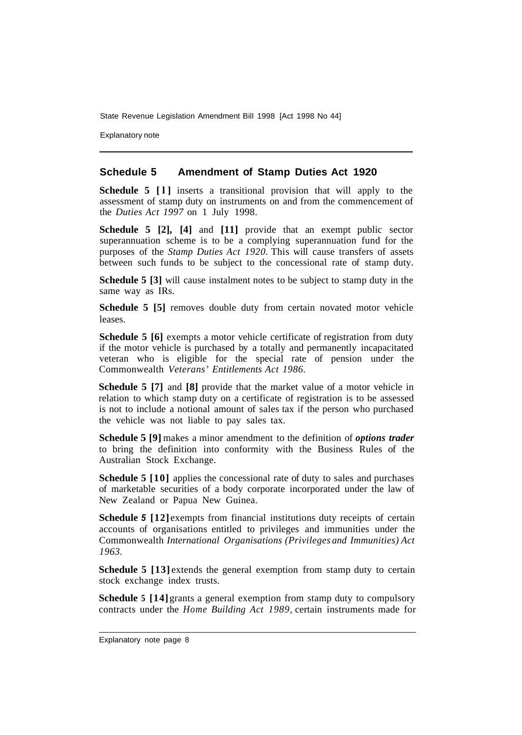## Schedule 5 Amendment of Stamp Duties Act 1920

**Schedule 5 [1]** inserts a transitional provision that will apply to the assessment of stamp duty on instruments on and from the commencement of the *Duties Act 1997* on 1 July 1998.

**Schedule 5 [2], [4]** and **[11]** provide that an exempt public sector superannuation scheme is to be a complying superannuation fund for the purposes of the *Stamp Duties Act 1920*. This will cause transfers of assets between such funds to be subject to the concessional rate of stamp duty.

**Schedule 5 [3]** will cause instalment notes to be subject to stamp duty in the same way as IRs.

**Schedule 5 [5]** removes double duty from certain novated motor vehicle leases.

**Schedule 5 [6]** exempts a motor vehicle certificate of registration from duty if the motor vehicle is purchased by a totally and permanently incapacitated veteran who is eligible for the special rate of pension under the Commonwealth *Veterans' Entitlements Act 1986*.

**Schedule 5 [7]** and **[8]** provide that the market value of a motor vehicle in relation to which stamp duty on a certificate of registration is to be assessed is not to include a notional amount of sales tax if the person who purchased the vehicle was not liable to pay sales tax.

**Schedule 5 [9]** makes a minor amendment to the definition of ***options trader*** to bring the definition into conformity with the Business Rules of the Australian Stock Exchange.

**Schedule 5 [10]** applies the concessional rate of duty to sales and purchases of marketable securities of a body corporate incorporated under the law of New Zealand or Papua New Guinea.

**Schedule 5 [12]** exempts from financial institutions duty receipts of certain accounts of organisations entitled to privileges and immunities under the Commonwealth *International Organisations (Privileges and Immunities) Act 1963*.

**Schedule 5 [13]** extends the general exemption from stamp duty to certain stock exchange index trusts.

**Schedule 5 [14]** grants a general exemption from stamp duty to compulsory contracts under the *Home Building Act 1989*, certain instruments made for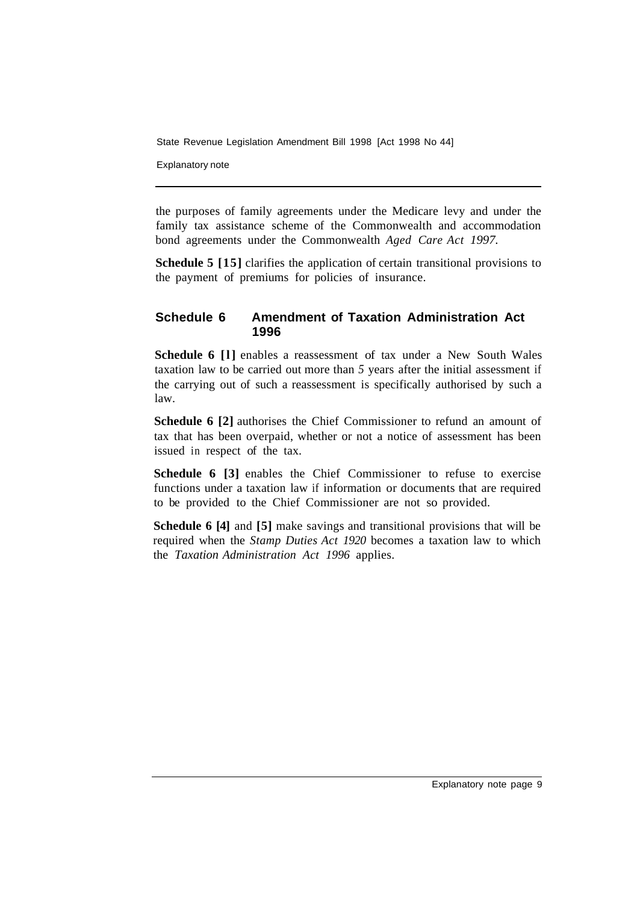the purposes of family agreements under the Medicare levy and under the family tax assistance scheme of the Commonwealth and accommodation bond agreements under the Commonwealth *Aged Care Act 1997.*

**Schedule 5 [15]** clarifies the application of certain transitional provisions to the payment of premiums for policies of insurance.

## Schedule 6 Amendment of Taxation Administration Act 1996

**Schedule 6 [1]** enables a reassessment of tax under a New South Wales taxation law to be carried out more than 5 years after the initial assessment if the carrying out of such a reassessment is specifically authorised by such a law.

**Schedule 6 [2]** authorises the Chief Commissioner to refund an amount of tax that has been overpaid, whether or not a notice of assessment has been issued in respect of the tax.

**Schedule 6 [3]** enables the Chief Commissioner to refuse to exercise functions under a taxation law if information or documents that are required to be provided to the Chief Commissioner are not so provided.

**Schedule 6 [4]** and **[5]** make savings and transitional provisions that will be required when the *Stamp Duties Act 1920* becomes a taxation law to which the *Taxation Administration Act 1996* applies.